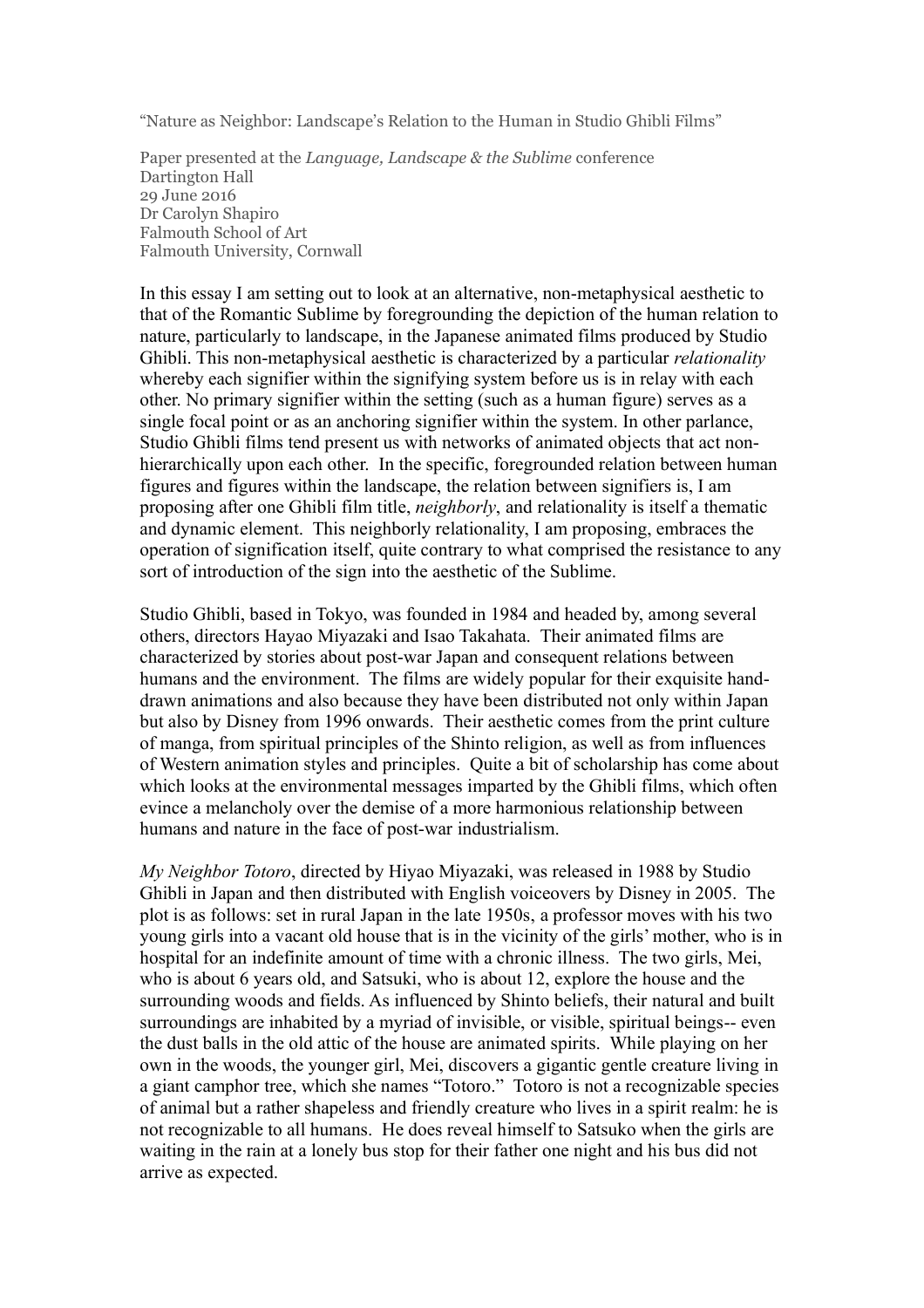"Nature as Neighbor: Landscape's Relation to the Human in Studio Ghibli Films"

Paper presented at the *Language, Landscape & the Sublime* conference
Dartington Hall
29 June 2016
Dr Carolyn Shapiro
Falmouth School of Art
Falmouth University, Cornwall

In this essay I am setting out to look at an alternative, non-metaphysical aesthetic to that of the Romantic Sublime by foregrounding the depiction of the human relation to nature, particularly to landscape, in the Japanese animated films produced by Studio Ghibli. This non-metaphysical aesthetic is characterized by a particular *relationality* whereby each signifier within the signifying system before us is in relay with each other. No primary signifier within the setting (such as a human figure) serves as a single focal point or as an anchoring signifier within the system. In other parlance, Studio Ghibli films tend present us with networks of animated objects that act non-hierarchically upon each other. In the specific, foregrounded relation between human figures and figures within the landscape, the relation between signifiers is, I am proposing after one Ghibli film title, *neighborly*, and relationality is itself a thematic and dynamic element. This neighborly relationality, I am proposing, embraces the operation of signification itself, quite contrary to what comprised the resistance to any sort of introduction of the sign into the aesthetic of the Sublime.

Studio Ghibli, based in Tokyo, was founded in 1984 and headed by, among several others, directors Hayao Miyazaki and Isao Takahata. Their animated films are characterized by stories about post-war Japan and consequent relations between humans and the environment. The films are widely popular for their exquisite hand-drawn animations and also because they have been distributed not only within Japan but also by Disney from 1996 onwards. Their aesthetic comes from the print culture of manga, from spiritual principles of the Shinto religion, as well as from influences of Western animation styles and principles. Quite a bit of scholarship has come about which looks at the environmental messages imparted by the Ghibli films, which often evince a melancholy over the demise of a more harmonious relationship between humans and nature in the face of post-war industrialism.

*My Neighbor Totoro*, directed by Hiyao Miyazaki, was released in 1988 by Studio Ghibli in Japan and then distributed with English voiceovers by Disney in 2005. The plot is as follows: set in rural Japan in the late 1950s, a professor moves with his two young girls into a vacant old house that is in the vicinity of the girls' mother, who is in hospital for an indefinite amount of time with a chronic illness. The two girls, Mei, who is about 6 years old, and Satsuki, who is about 12, explore the house and the surrounding woods and fields. As influenced by Shinto beliefs, their natural and built surroundings are inhabited by a myriad of invisible, or visible, spiritual beings-- even the dust balls in the old attic of the house are animated spirits. While playing on her own in the woods, the younger girl, Mei, discovers a gigantic gentle creature living in a giant camphor tree, which she names "Totoro." Totoro is not a recognizable species of animal but a rather shapeless and friendly creature who lives in a spirit realm: he is not recognizable to all humans. He does reveal himself to Satsuko when the girls are waiting in the rain at a lonely bus stop for their father one night and his bus did not arrive as expected.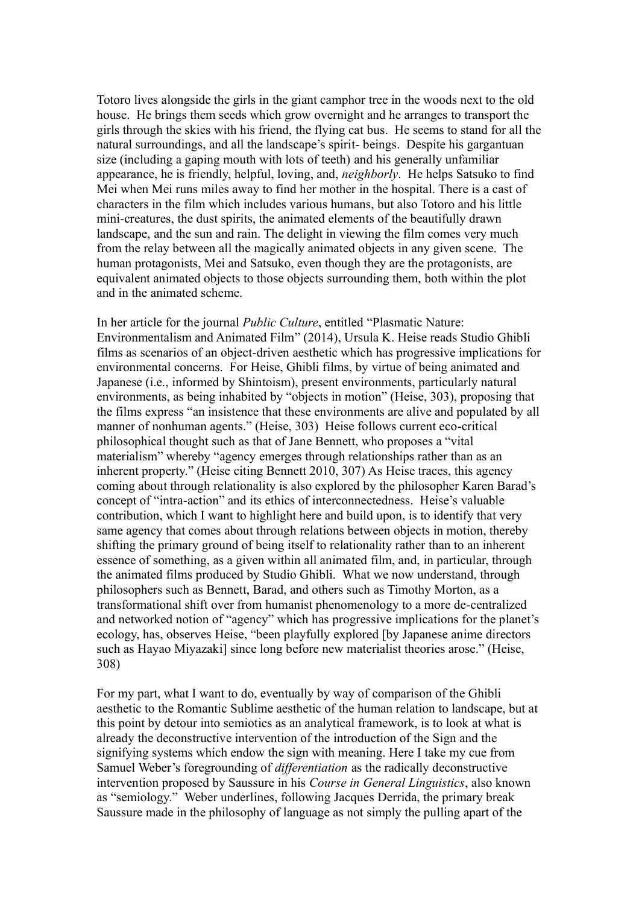Totoro lives alongside the girls in the giant camphor tree in the woods next to the old house. He brings them seeds which grow overnight and he arranges to transport the girls through the skies with his friend, the flying cat bus. He seems to stand for all the natural surroundings, and all the landscape's spirit- beings. Despite his gargantuan size (including a gaping mouth with lots of teeth) and his generally unfamiliar appearance, he is friendly, helpful, loving, and, *neighborly*. He helps Satsuko to find Mei when Mei runs miles away to find her mother in the hospital. There is a cast of characters in the film which includes various humans, but also Totoro and his little mini-creatures, the dust spirits, the animated elements of the beautifully drawn landscape, and the sun and rain. The delight in viewing the film comes very much from the relay between all the magically animated objects in any given scene. The human protagonists, Mei and Satsuko, even though they are the protagonists, are equivalent animated objects to those objects surrounding them, both within the plot and in the animated scheme.

In her article for the journal *Public Culture*, entitled "Plasmatic Nature: Environmentalism and Animated Film" (2014), Ursula K. Heise reads Studio Ghibli films as scenarios of an object-driven aesthetic which has progressive implications for environmental concerns. For Heise, Ghibli films, by virtue of being animated and Japanese (i.e., informed by Shintoism), present environments, particularly natural environments, as being inhabited by "objects in motion" (Heise, 303), proposing that the films express "an insistence that these environments are alive and populated by all manner of nonhuman agents." (Heise, 303) Heise follows current eco-critical philosophical thought such as that of Jane Bennett, who proposes a "vital materialism" whereby "agency emerges through relationships rather than as an inherent property." (Heise citing Bennett 2010, 307) As Heise traces, this agency coming about through relationality is also explored by the philosopher Karen Barad's concept of "intra-action" and its ethics of interconnectedness. Heise's valuable contribution, which I want to highlight here and build upon, is to identify that very same agency that comes about through relations between objects in motion, thereby shifting the primary ground of being itself to relationality rather than to an inherent essence of something, as a given within all animated film, and, in particular, through the animated films produced by Studio Ghibli. What we now understand, through philosophers such as Bennett, Barad, and others such as Timothy Morton, as a transformational shift over from humanist phenomenology to a more de-centralized and networked notion of "agency" which has progressive implications for the planet's ecology, has, observes Heise, "been playfully explored [by Japanese anime directors such as Hayao Miyazaki] since long before new materialist theories arose." (Heise, 308)

For my part, what I want to do, eventually by way of comparison of the Ghibli aesthetic to the Romantic Sublime aesthetic of the human relation to landscape, but at this point by detour into semiotics as an analytical framework, is to look at what is already the deconstructive intervention of the introduction of the Sign and the signifying systems which endow the sign with meaning. Here I take my cue from Samuel Weber's foregrounding of *differentiation* as the radically deconstructive intervention proposed by Saussure in his *Course in General Linguistics*, also known as "semiology." Weber underlines, following Jacques Derrida, the primary break Saussure made in the philosophy of language as not simply the pulling apart of the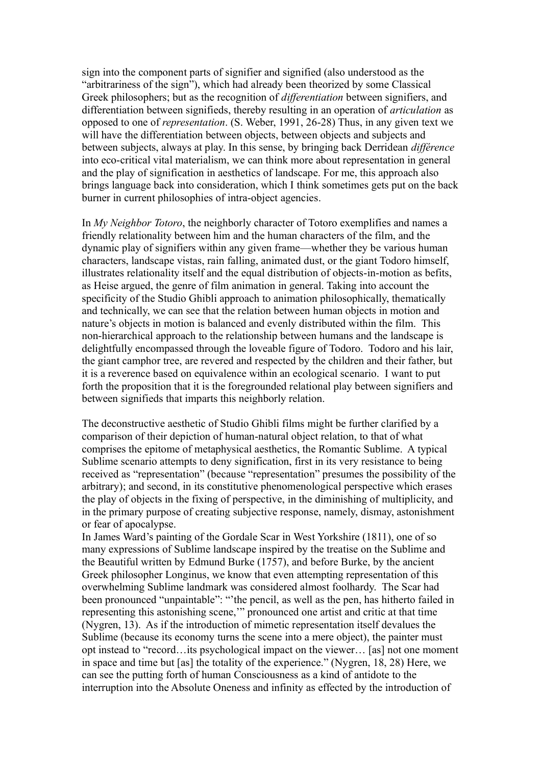sign into the component parts of signifier and signified (also understood as the "arbitrariness of the sign"), which had already been theorized by some Classical Greek philosophers; but as the recognition of *differentiation* between signifiers, and differentiation between signifieds, thereby resulting in an operation of *articulation* as opposed to one of *representation*. (S. Weber, 1991, 26-28) Thus, in any given text we will have the differentiation between objects, between objects and subjects and between subjects, always at play. In this sense, by bringing back Derridean *différence* into eco-critical vital materialism, we can think more about representation in general and the play of signification in aesthetics of landscape. For me, this approach also brings language back into consideration, which I think sometimes gets put on the back burner in current philosophies of intra-object agencies.

In *My Neighbor Totoro*, the neighborly character of Totoro exemplifies and names a friendly relationality between him and the human characters of the film, and the dynamic play of signifiers within any given frame—whether they be various human characters, landscape vistas, rain falling, animated dust, or the giant Todoro himself, illustrates relationality itself and the equal distribution of objects-in-motion as befits, as Heise argued, the genre of film animation in general. Taking into account the specificity of the Studio Ghibli approach to animation philosophically, thematically and technically, we can see that the relation between human objects in motion and nature's objects in motion is balanced and evenly distributed within the film. This non-hierarchical approach to the relationship between humans and the landscape is delightfully encompassed through the loveable figure of Todoro. Todoro and his lair, the giant camphor tree, are revered and respected by the children and their father, but it is a reverence based on equivalence within an ecological scenario. I want to put forth the proposition that it is the foregrounded relational play between signifiers and between signifieds that imparts this neighborly relation.

The deconstructive aesthetic of Studio Ghibli films might be further clarified by a comparison of their depiction of human-natural object relation, to that of what comprises the epitome of metaphysical aesthetics, the Romantic Sublime. A typical Sublime scenario attempts to deny signification, first in its very resistance to being received as "representation" (because "representation" presumes the possibility of the arbitrary); and second, in its constitutive phenomenological perspective which erases the play of objects in the fixing of perspective, in the diminishing of multiplicity, and in the primary purpose of creating subjective response, namely, dismay, astonishment or fear of apocalypse.

In James Ward's painting of the Gordale Scar in West Yorkshire (1811), one of so many expressions of Sublime landscape inspired by the treatise on the Sublime and the Beautiful written by Edmund Burke (1757), and before Burke, by the ancient Greek philosopher Longinus, we know that even attempting representation of this overwhelming Sublime landmark was considered almost foolhardy. The Scar had been pronounced "unpaintable": "'the pencil, as well as the pen, has hitherto failed in representing this astonishing scene,'" pronounced one artist and critic at that time (Nygren, 13). As if the introduction of mimetic representation itself devalues the Sublime (because its economy turns the scene into a mere object), the painter must opt instead to "record…its psychological impact on the viewer… [as] not one moment in space and time but [as] the totality of the experience." (Nygren, 18, 28) Here, we can see the putting forth of human Consciousness as a kind of antidote to the interruption into the Absolute Oneness and infinity as effected by the introduction of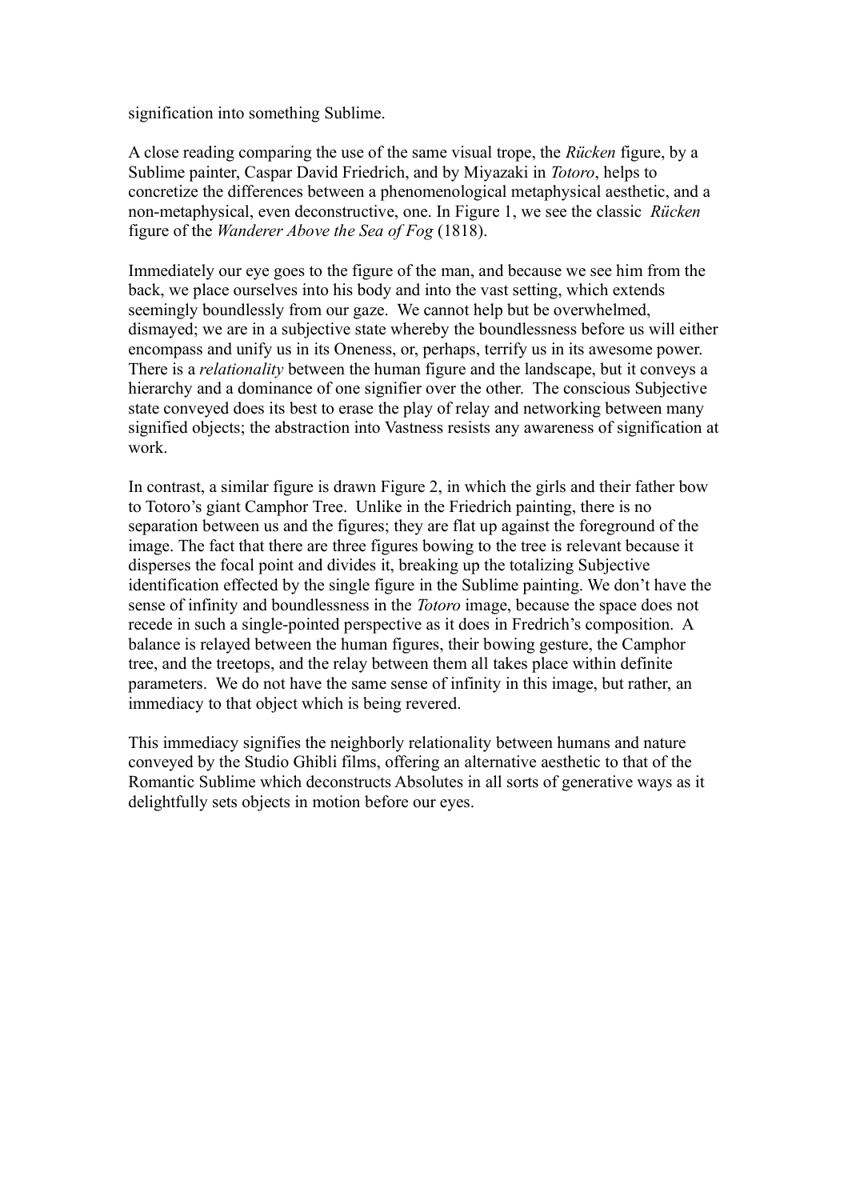signification into something Sublime.

A close reading comparing the use of the same visual trope, the *Rücken* figure, by a Sublime painter, Caspar David Friedrich, and by Miyazaki in *Totoro*, helps to concretize the differences between a phenomenological metaphysical aesthetic, and a non-metaphysical, even deconstructive, one. In Figure 1, we see the classic *Rücken* figure of the *Wanderer Above the Sea of Fog* (1818).

Immediately our eye goes to the figure of the man, and because we see him from the back, we place ourselves into his body and into the vast setting, which extends seemingly boundlessly from our gaze. We cannot help but be overwhelmed, dismayed; we are in a subjective state whereby the boundlessness before us will either encompass and unify us in its Oneness, or, perhaps, terrify us in its awesome power. There is a *relationality* between the human figure and the landscape, but it conveys a hierarchy and a dominance of one signifier over the other. The conscious Subjective state conveyed does its best to erase the play of relay and networking between many signified objects; the abstraction into Vastness resists any awareness of signification at work.

In contrast, a similar figure is drawn Figure 2, in which the girls and their father bow to Totoro's giant Camphor Tree. Unlike in the Friedrich painting, there is no separation between us and the figures; they are flat up against the foreground of the image. The fact that there are three figures bowing to the tree is relevant because it disperses the focal point and divides it, breaking up the totalizing Subjective identification effected by the single figure in the Sublime painting. We don't have the sense of infinity and boundlessness in the *Totoro* image, because the space does not recede in such a single-pointed perspective as it does in Fredrich's composition. A balance is relayed between the human figures, their bowing gesture, the Camphor tree, and the treetops, and the relay between them all takes place within definite parameters. We do not have the same sense of infinity in this image, but rather, an immediacy to that object which is being revered.

This immediacy signifies the neighborly relationality between humans and nature conveyed by the Studio Ghibli films, offering an alternative aesthetic to that of the Romantic Sublime which deconstructs Absolutes in all sorts of generative ways as it delightfully sets objects in motion before our eyes.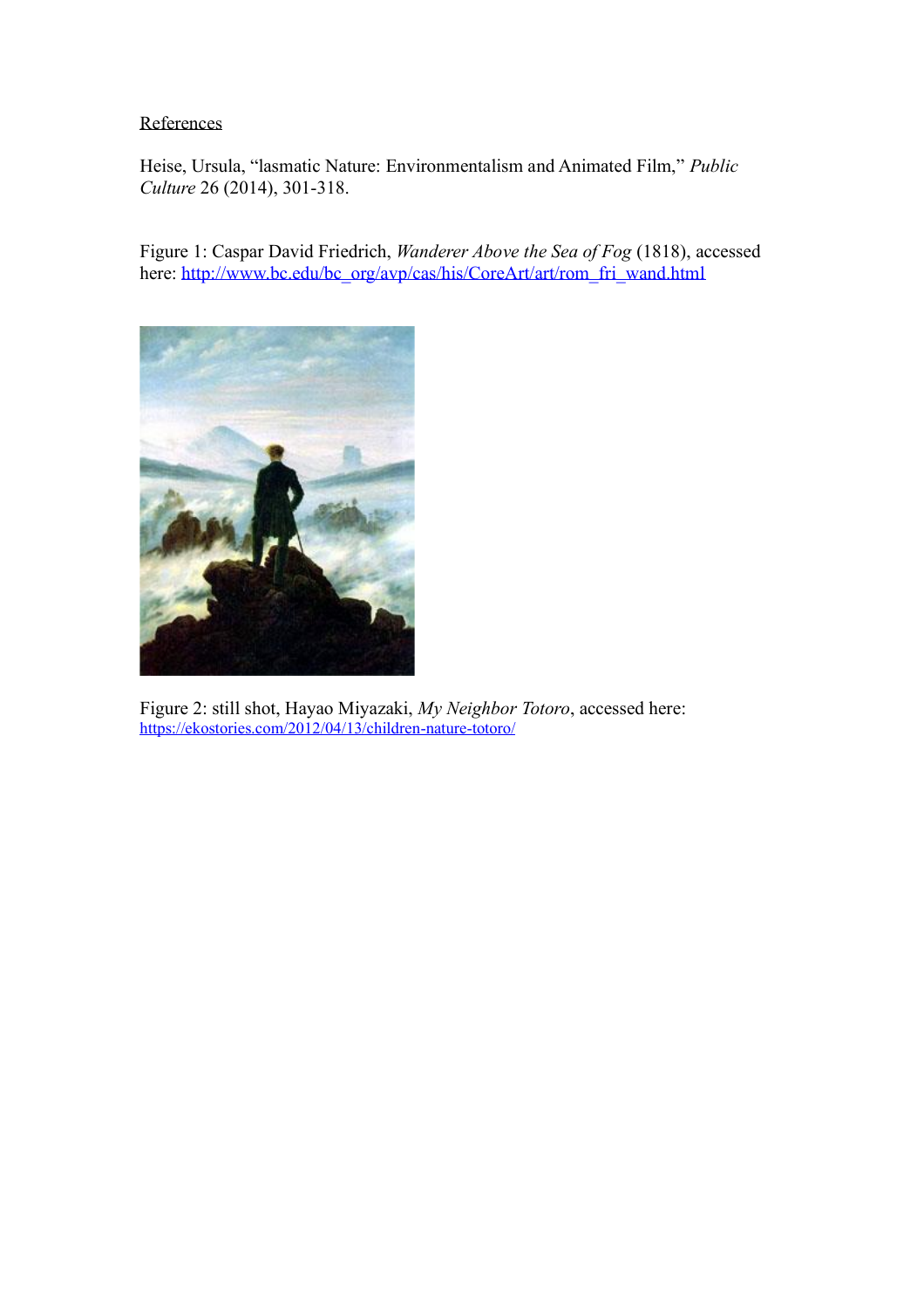References

Heise, Ursula, "lasmatic Nature: Environmentalism and Animated Film," *Public Culture* 26 (2014), 301-318.

Figure 1: Caspar David Friedrich, *Wanderer Above the Sea of Fog* (1818), accessed here: http://www.bc.edu/bc_org/avp/cas/his/CoreArt/art/rom_fri_wand.html

Figure 2: still shot, Hayao Miyazaki, *My Neighbor Totoro*, accessed here: https://ekostories.com/2012/04/13/children-nature-totoro/